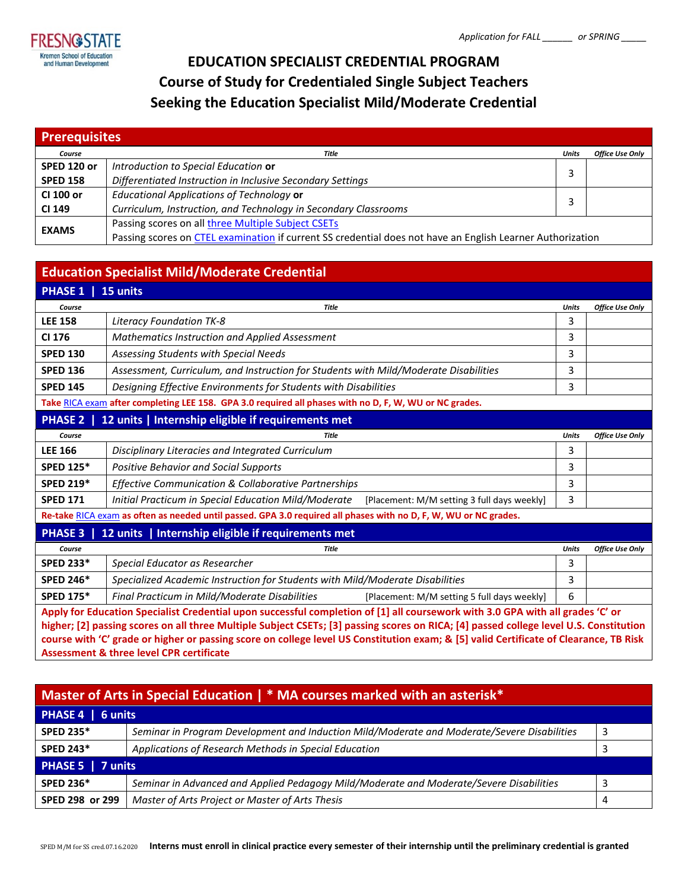Application for FALL ______ or SPRING _____

FRESNO STATE
Kremen School of Education and Human Development

# EDUCATION SPECIALIST CREDENTIAL PROGRAM
## Course of Study for Credentialed Single Subject Teachers Seeking the Education Specialist Mild/Moderate Credential

## Prerequisites

| Course | Title | Units | Office Use Only |
|---|---|---|---|
| **SPED 120 or SPED 158** | *Introduction to Special Education* **or** *Differentiated Instruction in Inclusive Secondary Settings* | 3 | |
| **CI 100 or CI 149** | *Educational Applications of Technology* **or** *Curriculum, Instruction, and Technology in Secondary Classrooms* | 3 | |
| **EXAMS** | Passing scores on all three Multiple Subject CSETs<br>Passing scores on CTEL examination if current SS credential does not have an English Learner Authorization | | |

## Education Specialist Mild/Moderate Credential

### PHASE 1 | 15 units

| Course | Title | Units | Office Use Only |
|---|---|---|---|
| **LEE 158** | *Literacy Foundation TK-8* | 3 | |
| **CI 176** | *Mathematics Instruction and Applied Assessment* | 3 | |
| **SPED 130** | *Assessing Students with Special Needs* | 3 | |
| **SPED 136** | *Assessment, Curriculum, and Instruction for Students with Mild/Moderate Disabilities* | 3 | |
| **SPED 145** | *Designing Effective Environments for Students with Disabilities* | 3 | |

**Take RICA exam after completing LEE 158. GPA 3.0 required all phases with no D, F, W, WU or NC grades.**

### PHASE 2 | 12 units | Internship eligible if requirements met

| Course | Title | Units | Office Use Only |
|---|---|---|---|
| **LEE 166** | *Disciplinary Literacies and Integrated Curriculum* | 3 | |
| **SPED 125*** | *Positive Behavior and Social Supports* | 3 | |
| **SPED 219*** | *Effective Communication & Collaborative Partnerships* | 3 | |
| **SPED 171** | *Initial Practicum in Special Education Mild/Moderate* [Placement: M/M setting 3 full days weekly] | 3 | |

**Re-take RICA exam as often as needed until passed. GPA 3.0 required all phases with no D, F, W, WU or NC grades.**

### PHASE 3 | 12 units | Internship eligible if requirements met

| Course | Title | Units | Office Use Only |
|---|---|---|---|
| **SPED 233*** | *Special Educator as Researcher* | 3 | |
| **SPED 246*** | *Specialized Academic Instruction for Students with Mild/Moderate Disabilities* | 3 | |
| **SPED 175*** | *Final Practicum in Mild/Moderate Disabilities* [Placement: M/M setting 5 full days weekly] | 6 | |

**Apply for Education Specialist Credential upon successful completion of [1] all coursework with 3.0 GPA with all grades 'C' or higher; [2] passing scores on all three Multiple Subject CSETs; [3] passing scores on RICA; [4] passed college level U.S. Constitution course with 'C' grade or higher or passing score on college level US Constitution exam; & [5] valid Certificate of Clearance, TB Risk Assessment & three level CPR certificate**

## Master of Arts in Special Education | * MA courses marked with an asterisk*

### PHASE 4 | 6 units

| Course | Title | Units |
|---|---|---|
| **SPED 235*** | *Seminar in Program Development and Induction Mild/Moderate and Moderate/Severe Disabilities* | 3 |
| **SPED 243*** | *Applications of Research Methods in Special Education* | 3 |

### PHASE 5 | 7 units

| Course | Title | Units |
|---|---|---|
| **SPED 236*** | *Seminar in Advanced and Applied Pedagogy Mild/Moderate and Moderate/Severe Disabilities* | 3 |
| **SPED 298 or 299** | *Master of Arts Project or Master of Arts Thesis* | 4 |

SPED M/M for SS cred.07.16.2020 **Interns must enroll in clinical practice every semester of their internship until the preliminary credential is granted**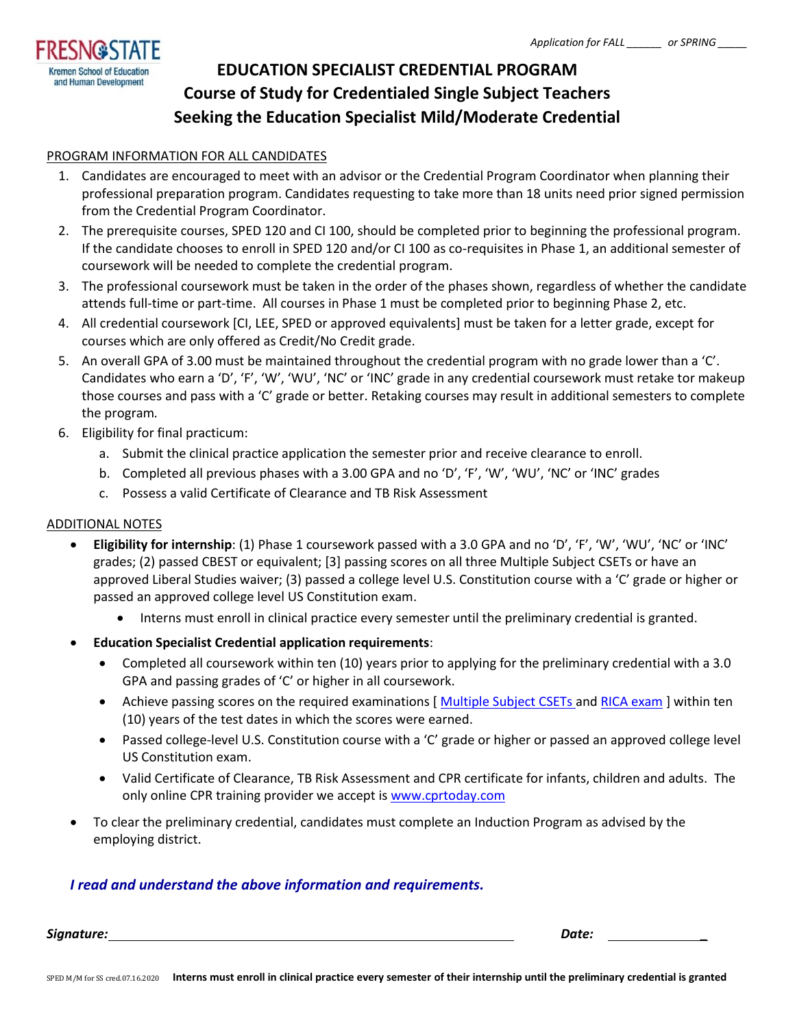Application for FALL ______ or SPRING _____

# EDUCATION SPECIALIST CREDENTIAL PROGRAM
## Course of Study for Credentialed Single Subject Teachers Seeking the Education Specialist Mild/Moderate Credential

PROGRAM INFORMATION FOR ALL CANDIDATES

1. Candidates are encouraged to meet with an advisor or the Credential Program Coordinator when planning their professional preparation program. Candidates requesting to take more than 18 units need prior signed permission from the Credential Program Coordinator.
2. The prerequisite courses, SPED 120 and CI 100, should be completed prior to beginning the professional program. If the candidate chooses to enroll in SPED 120 and/or CI 100 as co-requisites in Phase 1, an additional semester of coursework will be needed to complete the credential program.
3. The professional coursework must be taken in the order of the phases shown, regardless of whether the candidate attends full-time or part-time. All courses in Phase 1 must be completed prior to beginning Phase 2, etc.
4. All credential coursework [CI, LEE, SPED or approved equivalents] must be taken for a letter grade, except for courses which are only offered as Credit/No Credit grade.
5. An overall GPA of 3.00 must be maintained throughout the credential program with no grade lower than a 'C'. Candidates who earn a 'D', 'F', 'W', 'WU', 'NC' or 'INC' grade in any credential coursework must retake tor makeup those courses and pass with a 'C' grade or better. Retaking courses may result in additional semesters to complete the program.
6. Eligibility for final practicum:
   a. Submit the clinical practice application the semester prior and receive clearance to enroll.
   b. Completed all previous phases with a 3.00 GPA and no 'D', 'F', 'W', 'WU', 'NC' or 'INC' grades
   c. Possess a valid Certificate of Clearance and TB Risk Assessment

ADDITIONAL NOTES

- **Eligibility for internship**: (1) Phase 1 coursework passed with a 3.0 GPA and no 'D', 'F', 'W', 'WU', 'NC' or 'INC' grades; (2) passed CBEST or equivalent; [3] passing scores on all three Multiple Subject CSETs or have an approved Liberal Studies waiver; (3) passed a college level U.S. Constitution course with a 'C' grade or higher or passed an approved college level US Constitution exam.
  - Interns must enroll in clinical practice every semester until the preliminary credential is granted.
- **Education Specialist Credential application requirements**:
  - Completed all coursework within ten (10) years prior to applying for the preliminary credential with a 3.0 GPA and passing grades of 'C' or higher in all coursework.
  - Achieve passing scores on the required examinations [ Multiple Subject CSETs and RICA exam ] within ten (10) years of the test dates in which the scores were earned.
  - Passed college-level U.S. Constitution course with a 'C' grade or higher or passed an approved college level US Constitution exam.
  - Valid Certificate of Clearance, TB Risk Assessment and CPR certificate for infants, children and adults. The only online CPR training provider we accept is www.cprtoday.com
- To clear the preliminary credential, candidates must complete an Induction Program as advised by the employing district.

***I read and understand the above information and requirements.***

***Signature:*** ______________________________ ***Date:*** ______________

SPED M/M for SS cred.07.16.2020 **Interns must enroll in clinical practice every semester of their internship until the preliminary credential is granted**